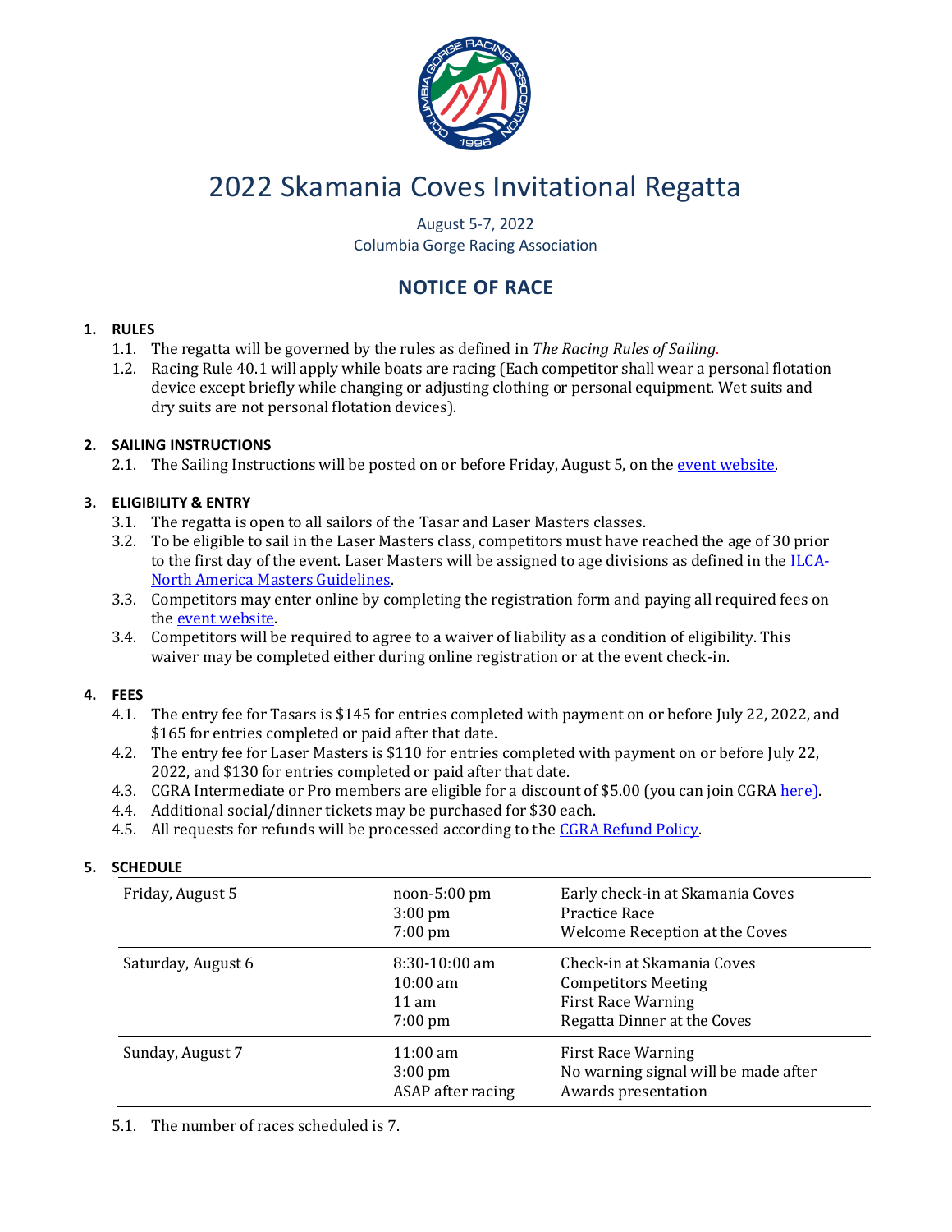# 2022 Skamania Coves Invitational Regatta

August 5-7, 2022
Columbia Gorge Racing Association

## NOTICE OF RACE

### 1. RULES

1.1. The regatta will be governed by the rules as defined in *The Racing Rules of Sailing*.

1.2. Racing Rule 40.1 will apply while boats are racing (Each competitor shall wear a personal flotation device except briefly while changing or adjusting clothing or personal equipment. Wet suits and dry suits are not personal flotation devices).

### 2. SAILING INSTRUCTIONS

2.1. The Sailing Instructions will be posted on or before Friday, August 5, on the [event website](event website).

### 3. ELIGIBILITY & ENTRY

3.1. The regatta is open to all sailors of the Tasar and Laser Masters classes.

3.2. To be eligible to sail in the Laser Masters class, competitors must have reached the age of 30 prior to the first day of the event. Laser Masters will be assigned to age divisions as defined in the [ILCA-North America Masters Guidelines](ILCA-North America Masters Guidelines).

3.3. Competitors may enter online by completing the registration form and paying all required fees on the [event website](event website).

3.4. Competitors will be required to agree to a waiver of liability as a condition of eligibility. This waiver may be completed either during online registration or at the event check-in.

### 4. FEES

4.1. The entry fee for Tasars is $145 for entries completed with payment on or before July 22, 2022, and $165 for entries completed or paid after that date.

4.2. The entry fee for Laser Masters is $110 for entries completed with payment on or before July 22, 2022, and $130 for entries completed or paid after that date.

4.3. CGRA Intermediate or Pro members are eligible for a discount of $5.00 (you can join CGRA [here](here)).

4.4. Additional social/dinner tickets may be purchased for $30 each.

4.5. All requests for refunds will be processed according to the [CGRA Refund Policy](CGRA Refund Policy).

### 5. SCHEDULE

| Day | Time | Event |
|---|---|---|
| Friday, August 5 | noon-5:00 pm<br>3:00 pm<br>7:00 pm | Early check-in at Skamania Coves<br>Practice Race<br>Welcome Reception at the Coves |
| Saturday, August 6 | 8:30-10:00 am<br>10:00 am<br>11 am<br>7:00 pm | Check-in at Skamania Coves<br>Competitors Meeting<br>First Race Warning<br>Regatta Dinner at the Coves |
| Sunday, August 7 | 11:00 am<br>3:00 pm<br>ASAP after racing | First Race Warning<br>No warning signal will be made after<br>Awards presentation |

5.1. The number of races scheduled is 7.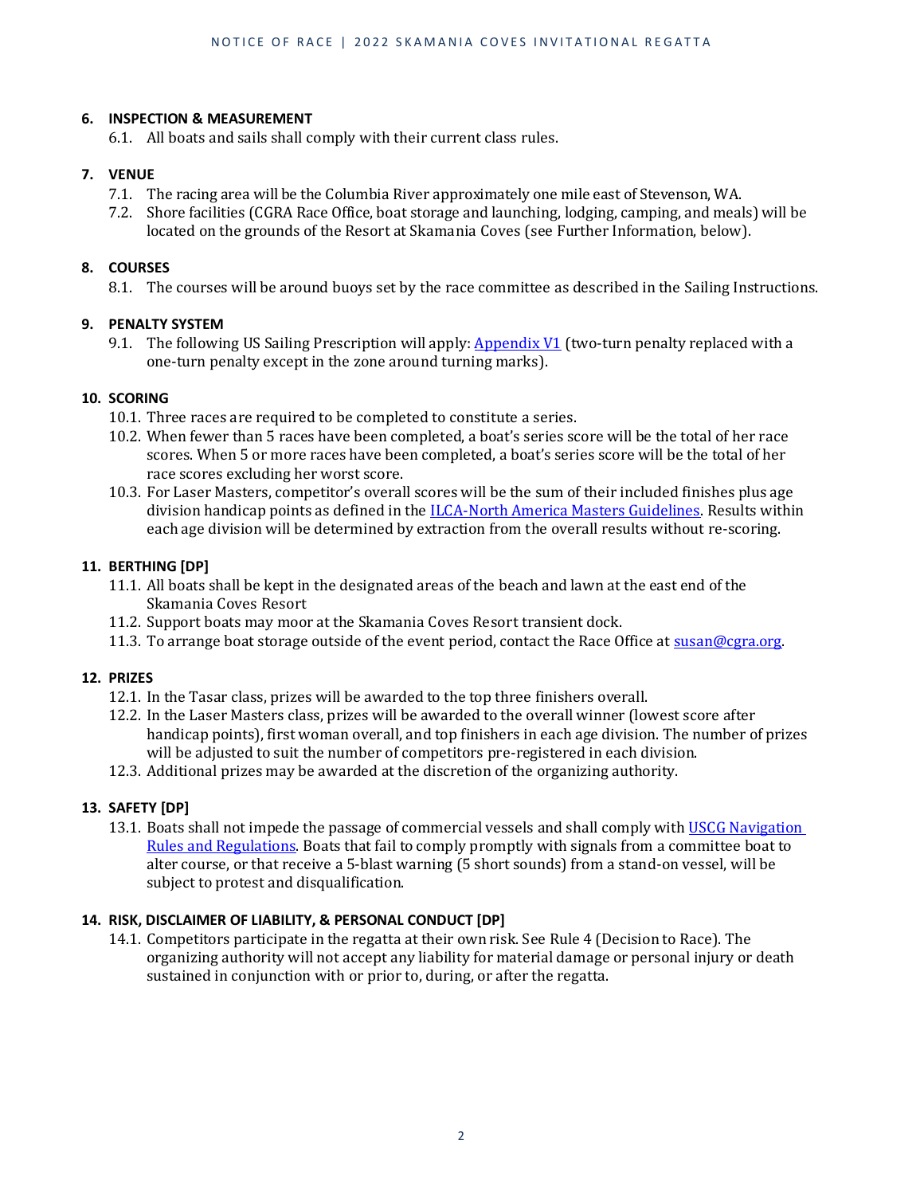## 6. INSPECTION & MEASUREMENT

6.1. All boats and sails shall comply with their current class rules.

## 7. VENUE

7.1. The racing area will be the Columbia River approximately one mile east of Stevenson, WA.

7.2. Shore facilities (CGRA Race Office, boat storage and launching, lodging, camping, and meals) will be located on the grounds of the Resort at Skamania Coves (see Further Information, below).

## 8. COURSES

8.1. The courses will be around buoys set by the race committee as described in the Sailing Instructions.

## 9. PENALTY SYSTEM

9.1. The following US Sailing Prescription will apply: [Appendix V1](#) (two-turn penalty replaced with a one-turn penalty except in the zone around turning marks).

## 10. SCORING

10.1. Three races are required to be completed to constitute a series.

10.2. When fewer than 5 races have been completed, a boat's series score will be the total of her race scores. When 5 or more races have been completed, a boat's series score will be the total of her race scores excluding her worst score.

10.3. For Laser Masters, competitor's overall scores will be the sum of their included finishes plus age division handicap points as defined in the [ILCA-North America Masters Guidelines](#). Results within each age division will be determined by extraction from the overall results without re-scoring.

## 11. BERTHING [DP]

11.1. All boats shall be kept in the designated areas of the beach and lawn at the east end of the Skamania Coves Resort

11.2. Support boats may moor at the Skamania Coves Resort transient dock.

11.3. To arrange boat storage outside of the event period, contact the Race Office at susan@cgra.org.

## 12. PRIZES

12.1. In the Tasar class, prizes will be awarded to the top three finishers overall.

12.2. In the Laser Masters class, prizes will be awarded to the overall winner (lowest score after handicap points), first woman overall, and top finishers in each age division. The number of prizes will be adjusted to suit the number of competitors pre-registered in each division.

12.3. Additional prizes may be awarded at the discretion of the organizing authority.

## 13. SAFETY [DP]

13.1. Boats shall not impede the passage of commercial vessels and shall comply with [USCG Navigation Rules and Regulations](#). Boats that fail to comply promptly with signals from a committee boat to alter course, or that receive a 5-blast warning (5 short sounds) from a stand-on vessel, will be subject to protest and disqualification.

## 14. RISK, DISCLAIMER OF LIABILITY, & PERSONAL CONDUCT [DP]

14.1. Competitors participate in the regatta at their own risk. See Rule 4 (Decision to Race). The organizing authority will not accept any liability for material damage or personal injury or death sustained in conjunction with or prior to, during, or after the regatta.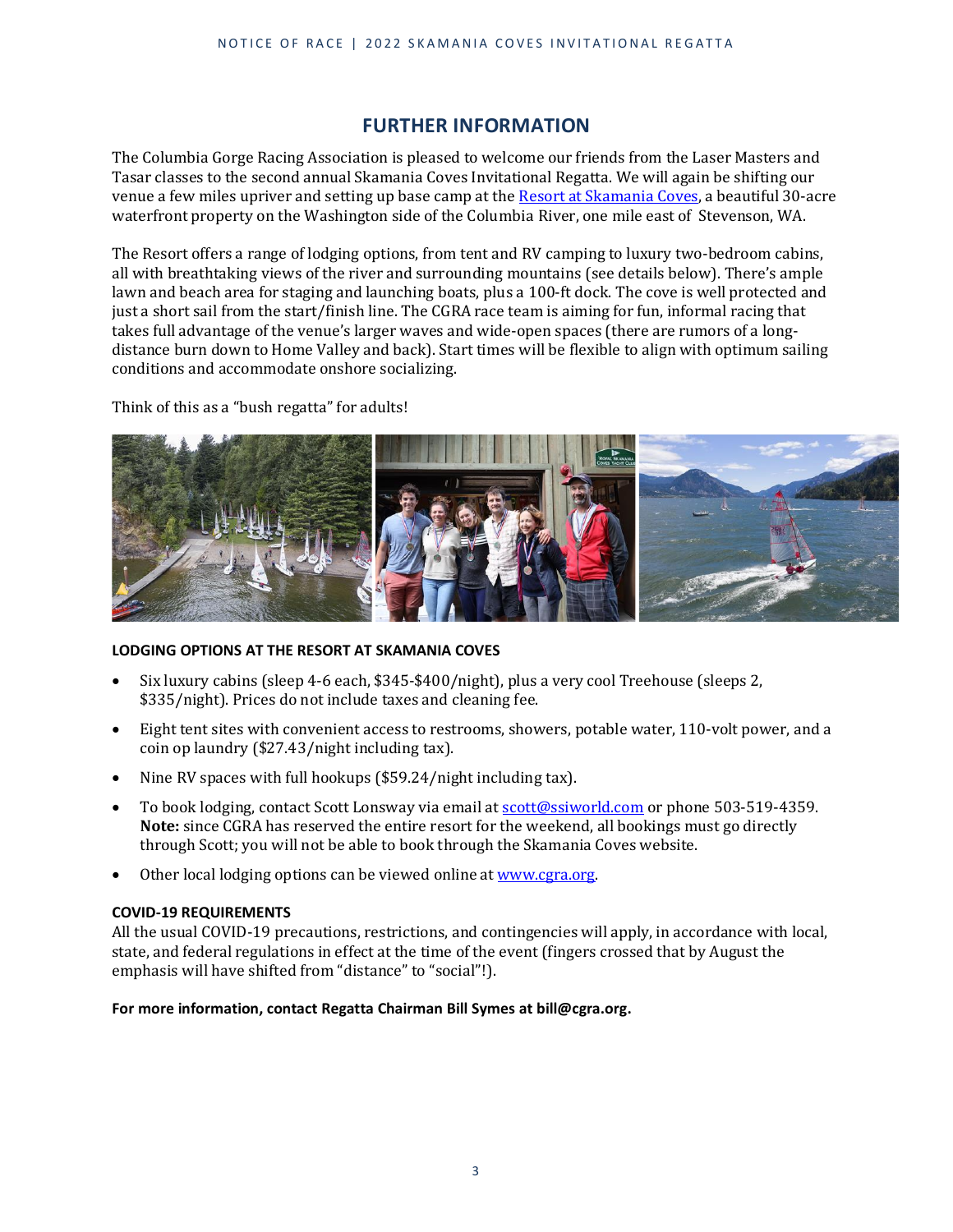## FURTHER INFORMATION

The Columbia Gorge Racing Association is pleased to welcome our friends from the Laser Masters and Tasar classes to the second annual Skamania Coves Invitational Regatta. We will again be shifting our venue a few miles upriver and setting up base camp at the Resort at Skamania Coves, a beautiful 30-acre waterfront property on the Washington side of the Columbia River, one mile east of Stevenson, WA.

The Resort offers a range of lodging options, from tent and RV camping to luxury two-bedroom cabins, all with breathtaking views of the river and surrounding mountains (see details below). There's ample lawn and beach area for staging and launching boats, plus a 100-ft dock. The cove is well protected and just a short sail from the start/finish line. The CGRA race team is aiming for fun, informal racing that takes full advantage of the venue's larger waves and wide-open spaces (there are rumors of a long-distance burn down to Home Valley and back). Start times will be flexible to align with optimum sailing conditions and accommodate onshore socializing.

Think of this as a "bush regatta" for adults!

**LODGING OPTIONS AT THE RESORT AT SKAMANIA COVES**

- Six luxury cabins (sleep 4-6 each, $345-$400/night), plus a very cool Treehouse (sleeps 2, $335/night). Prices do not include taxes and cleaning fee.
- Eight tent sites with convenient access to restrooms, showers, potable water, 110-volt power, and a coin op laundry ($27.43/night including tax).
- Nine RV spaces with full hookups ($59.24/night including tax).
- To book lodging, contact Scott Lonsway via email at scott@ssiworld.com or phone 503-519-4359. **Note:** since CGRA has reserved the entire resort for the weekend, all bookings must go directly through Scott; you will not be able to book through the Skamania Coves website.
- Other local lodging options can be viewed online at www.cgra.org.

**COVID-19 REQUIREMENTS**

All the usual COVID-19 precautions, restrictions, and contingencies will apply, in accordance with local, state, and federal regulations in effect at the time of the event (fingers crossed that by August the emphasis will have shifted from "distance" to "social"!).

**For more information, contact Regatta Chairman Bill Symes at bill@cgra.org.**